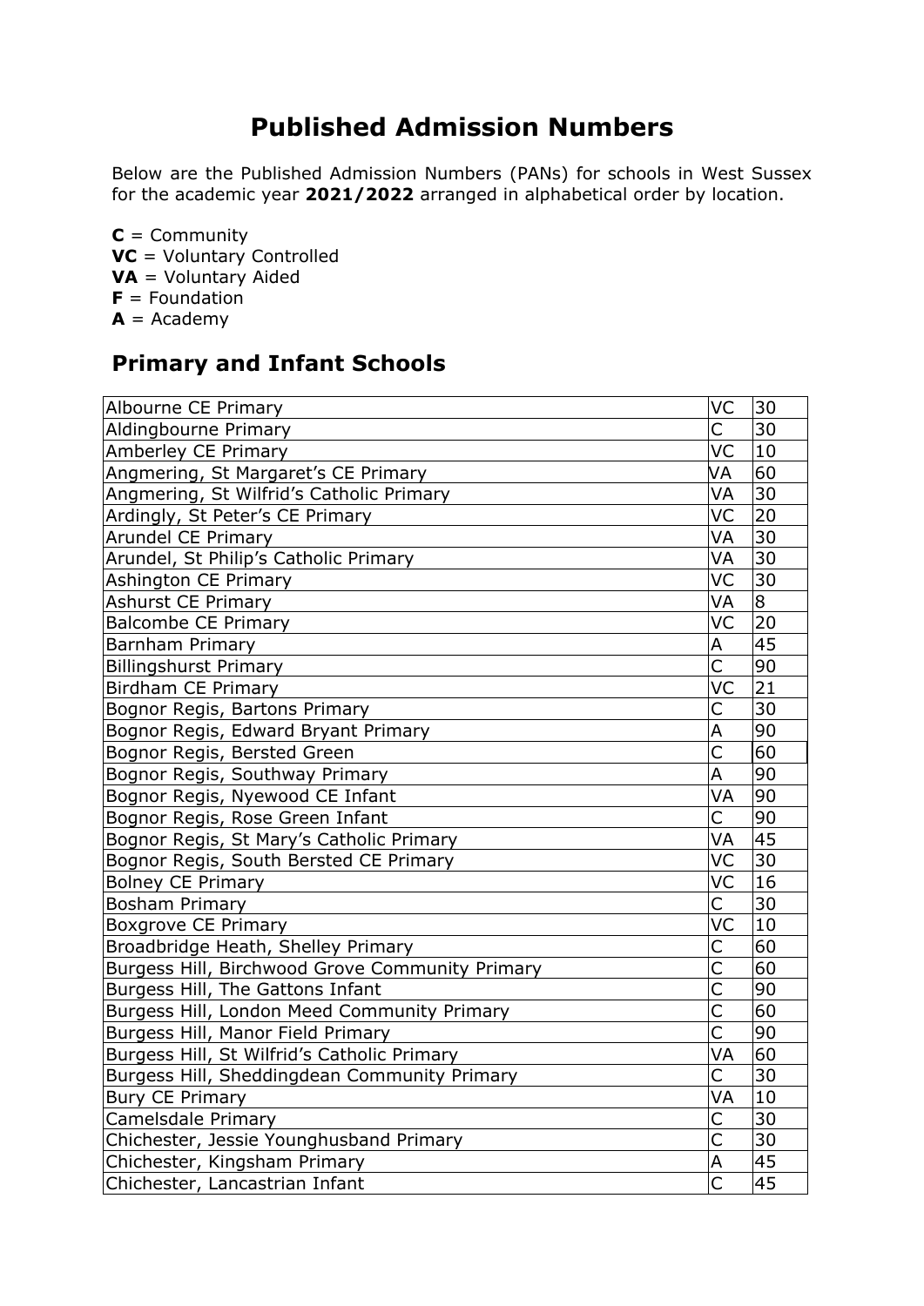# Published Admission Numbers

Below are the Published Admission Numbers (PANs) for schools in West Sussex for the academic year **2021/2022** arranged in alphabetical order by location.

**C** = Community  
**VC** = Voluntary Controlled  
**VA** = Voluntary Aided  
**F** = Foundation  
**A** = Academy

## Primary and Infant Schools

| School | Type | PAN |
|---|---|---|
| Albourne CE Primary | VC | 30 |
| Aldingbourne Primary | C | 30 |
| Amberley CE Primary | VC | 10 |
| Angmering, St Margaret's CE Primary | VA | 60 |
| Angmering, St Wilfrid's Catholic Primary | VA | 30 |
| Ardingly, St Peter's CE Primary | VC | 20 |
| Arundel CE Primary | VA | 30 |
| Arundel, St Philip's Catholic Primary | VA | 30 |
| Ashington CE Primary | VC | 30 |
| Ashurst CE Primary | VA | 8 |
| Balcombe CE Primary | VC | 20 |
| Barnham Primary | A | 45 |
| Billingshurst Primary | C | 90 |
| Birdham CE Primary | VC | 21 |
| Bognor Regis, Bartons Primary | C | 30 |
| Bognor Regis, Edward Bryant Primary | A | 90 |
| Bognor Regis, Bersted Green | C | 60 |
| Bognor Regis, Southway Primary | A | 90 |
| Bognor Regis, Nyewood CE Infant | VA | 90 |
| Bognor Regis, Rose Green Infant | C | 90 |
| Bognor Regis, St Mary's Catholic Primary | VA | 45 |
| Bognor Regis, South Bersted CE Primary | VC | 30 |
| Bolney CE Primary | VC | 16 |
| Bosham Primary | C | 30 |
| Boxgrove CE Primary | VC | 10 |
| Broadbridge Heath, Shelley Primary | C | 60 |
| Burgess Hill, Birchwood Grove Community Primary | C | 60 |
| Burgess Hill, The Gattons Infant | C | 90 |
| Burgess Hill, London Meed Community Primary | C | 60 |
| Burgess Hill, Manor Field Primary | C | 90 |
| Burgess Hill, St Wilfrid's Catholic Primary | VA | 60 |
| Burgess Hill, Sheddingdean Community Primary | C | 30 |
| Bury CE Primary | VA | 10 |
| Camelsdale Primary | C | 30 |
| Chichester, Jessie Younghusband Primary | C | 30 |
| Chichester, Kingsham Primary | A | 45 |
| Chichester, Lancastrian Infant | C | 45 |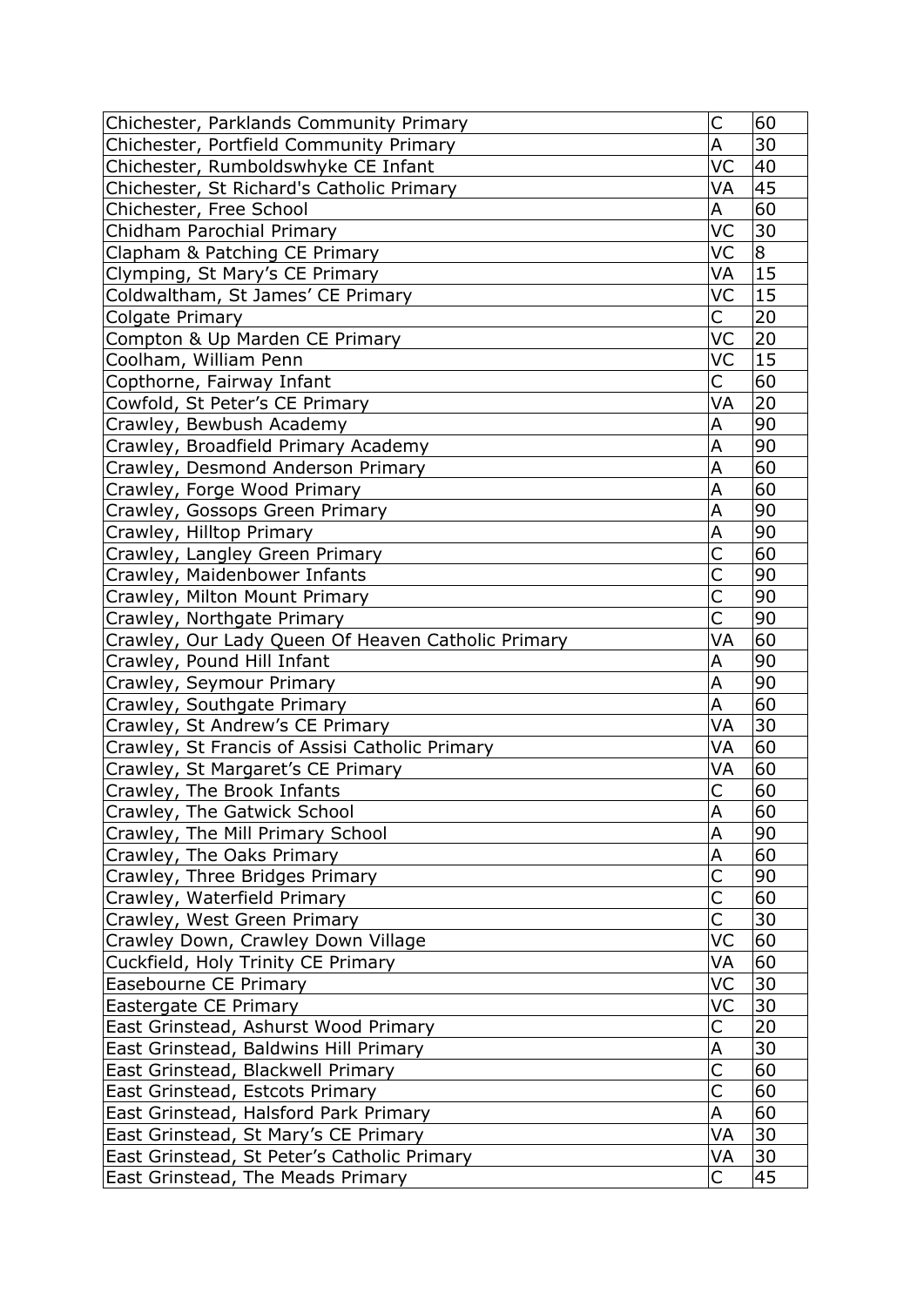| | | |
|---|---|---|
| Chichester, Parklands Community Primary | C | 60 |
| Chichester, Portfield Community Primary | A | 30 |
| Chichester, Rumboldswhyke CE Infant | VC | 40 |
| Chichester, St Richard's Catholic Primary | VA | 45 |
| Chichester, Free School | A | 60 |
| Chidham Parochial Primary | VC | 30 |
| Clapham & Patching CE Primary | VC | 8 |
| Clymping, St Mary's CE Primary | VA | 15 |
| Coldwaltham, St James' CE Primary | VC | 15 |
| Colgate Primary | C | 20 |
| Compton & Up Marden CE Primary | VC | 20 |
| Coolham, William Penn | VC | 15 |
| Copthorne, Fairway Infant | C | 60 |
| Cowfold, St Peter's CE Primary | VA | 20 |
| Crawley, Bewbush Academy | A | 90 |
| Crawley, Broadfield Primary Academy | A | 90 |
| Crawley, Desmond Anderson Primary | A | 60 |
| Crawley, Forge Wood Primary | A | 60 |
| Crawley, Gossops Green Primary | A | 90 |
| Crawley, Hilltop Primary | A | 90 |
| Crawley, Langley Green Primary | C | 60 |
| Crawley, Maidenbower Infants | C | 90 |
| Crawley, Milton Mount Primary | C | 90 |
| Crawley, Northgate Primary | C | 90 |
| Crawley, Our Lady Queen Of Heaven Catholic Primary | VA | 60 |
| Crawley, Pound Hill Infant | A | 90 |
| Crawley, Seymour Primary | A | 90 |
| Crawley, Southgate Primary | A | 60 |
| Crawley, St Andrew's CE Primary | VA | 30 |
| Crawley, St Francis of Assisi Catholic Primary | VA | 60 |
| Crawley, St Margaret's CE Primary | VA | 60 |
| Crawley, The Brook Infants | C | 60 |
| Crawley, The Gatwick School | A | 60 |
| Crawley, The Mill Primary School | A | 90 |
| Crawley, The Oaks Primary | A | 60 |
| Crawley, Three Bridges Primary | C | 90 |
| Crawley, Waterfield Primary | C | 60 |
| Crawley, West Green Primary | C | 30 |
| Crawley Down, Crawley Down Village | VC | 60 |
| Cuckfield, Holy Trinity CE Primary | VA | 60 |
| Easebourne CE Primary | VC | 30 |
| Eastergate CE Primary | VC | 30 |
| East Grinstead, Ashurst Wood Primary | C | 20 |
| East Grinstead, Baldwins Hill Primary | A | 30 |
| East Grinstead, Blackwell Primary | C | 60 |
| East Grinstead, Estcots Primary | C | 60 |
| East Grinstead, Halsford Park Primary | A | 60 |
| East Grinstead, St Mary's CE Primary | VA | 30 |
| East Grinstead, St Peter's Catholic Primary | VA | 30 |
| East Grinstead, The Meads Primary | C | 45 |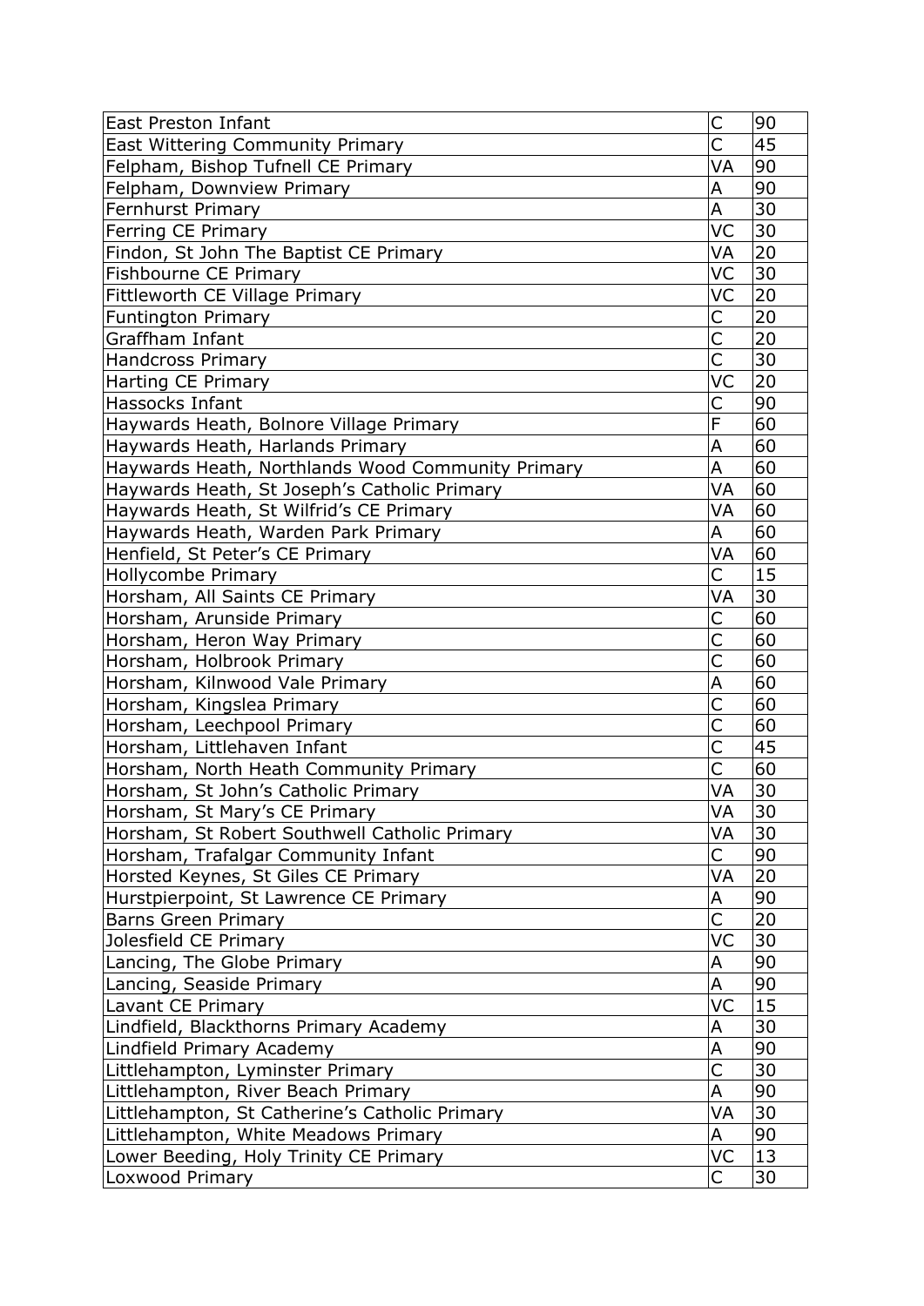| East Preston Infant | C | 90 |
|---|---|---|
| East Wittering Community Primary | C | 45 |
| Felpham, Bishop Tufnell CE Primary | VA | 90 |
| Felpham, Downview Primary | A | 90 |
| Fernhurst Primary | A | 30 |
| Ferring CE Primary | VC | 30 |
| Findon, St John The Baptist CE Primary | VA | 20 |
| Fishbourne CE Primary | VC | 30 |
| Fittleworth CE Village Primary | VC | 20 |
| Funtington Primary | C | 20 |
| Graffham Infant | C | 20 |
| Handcross Primary | C | 30 |
| Harting CE Primary | VC | 20 |
| Hassocks Infant | C | 90 |
| Haywards Heath, Bolnore Village Primary | F | 60 |
| Haywards Heath, Harlands Primary | A | 60 |
| Haywards Heath, Northlands Wood Community Primary | A | 60 |
| Haywards Heath, St Joseph's Catholic Primary | VA | 60 |
| Haywards Heath, St Wilfrid's CE Primary | VA | 60 |
| Haywards Heath, Warden Park Primary | A | 60 |
| Henfield, St Peter's CE Primary | VA | 60 |
| Hollycombe Primary | C | 15 |
| Horsham, All Saints CE Primary | VA | 30 |
| Horsham, Arunside Primary | C | 60 |
| Horsham, Heron Way Primary | C | 60 |
| Horsham, Holbrook Primary | C | 60 |
| Horsham, Kilnwood Vale Primary | A | 60 |
| Horsham, Kingslea Primary | C | 60 |
| Horsham, Leechpool Primary | C | 60 |
| Horsham, Littlehaven Infant | C | 45 |
| Horsham, North Heath Community Primary | C | 60 |
| Horsham, St John's Catholic Primary | VA | 30 |
| Horsham, St Mary's CE Primary | VA | 30 |
| Horsham, St Robert Southwell Catholic Primary | VA | 30 |
| Horsham, Trafalgar Community Infant | C | 90 |
| Horsted Keynes, St Giles CE Primary | VA | 20 |
| Hurstpierpoint, St Lawrence CE Primary | A | 90 |
| Barns Green Primary | C | 20 |
| Jolesfield CE Primary | VC | 30 |
| Lancing, The Globe Primary | A | 90 |
| Lancing, Seaside Primary | A | 90 |
| Lavant CE Primary | VC | 15 |
| Lindfield, Blackthorns Primary Academy | A | 30 |
| Lindfield Primary Academy | A | 90 |
| Littlehampton, Lyminster Primary | C | 30 |
| Littlehampton, River Beach Primary | A | 90 |
| Littlehampton, St Catherine's Catholic Primary | VA | 30 |
| Littlehampton, White Meadows Primary | A | 90 |
| Lower Beeding, Holy Trinity CE Primary | VC | 13 |
| Loxwood Primary | C | 30 |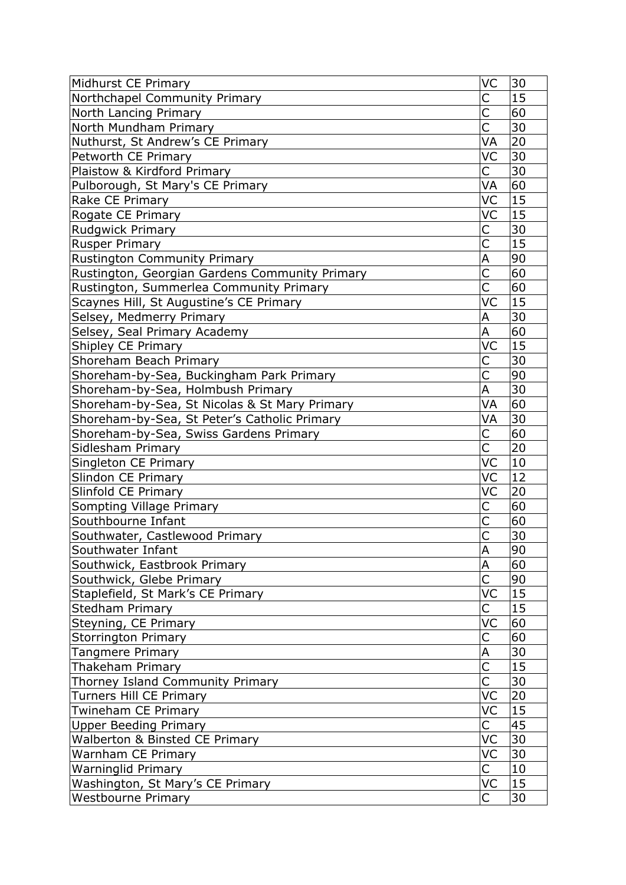| Midhurst CE Primary | VC | 30 |
|---|---|---|
| Northchapel Community Primary | C | 15 |
| North Lancing Primary | C | 60 |
| North Mundham Primary | C | 30 |
| Nuthurst, St Andrew's CE Primary | VA | 20 |
| Petworth CE Primary | VC | 30 |
| Plaistow & Kirdford Primary | C | 30 |
| Pulborough, St Mary's CE Primary | VA | 60 |
| Rake CE Primary | VC | 15 |
| Rogate CE Primary | VC | 15 |
| Rudgwick Primary | C | 30 |
| Rusper Primary | C | 15 |
| Rustington Community Primary | A | 90 |
| Rustington, Georgian Gardens Community Primary | C | 60 |
| Rustington, Summerlea Community Primary | C | 60 |
| Scaynes Hill, St Augustine's CE Primary | VC | 15 |
| Selsey, Medmerry Primary | A | 30 |
| Selsey, Seal Primary Academy | A | 60 |
| Shipley CE Primary | VC | 15 |
| Shoreham Beach Primary | C | 30 |
| Shoreham-by-Sea, Buckingham Park Primary | C | 90 |
| Shoreham-by-Sea, Holmbush Primary | A | 30 |
| Shoreham-by-Sea, St Nicolas & St Mary Primary | VA | 60 |
| Shoreham-by-Sea, St Peter's Catholic Primary | VA | 30 |
| Shoreham-by-Sea, Swiss Gardens Primary | C | 60 |
| Sidlesham Primary | C | 20 |
| Singleton CE Primary | VC | 10 |
| Slindon CE Primary | VC | 12 |
| Slinfold CE Primary | VC | 20 |
| Sompting Village Primary | C | 60 |
| Southbourne Infant | C | 60 |
| Southwater, Castlewood Primary | C | 30 |
| Southwater Infant | A | 90 |
| Southwick, Eastbrook Primary | A | 60 |
| Southwick, Glebe Primary | C | 90 |
| Staplefield, St Mark's CE Primary | VC | 15 |
| Stedham Primary | C | 15 |
| Steyning, CE Primary | VC | 60 |
| Storrington Primary | C | 60 |
| Tangmere Primary | A | 30 |
| Thakeham Primary | C | 15 |
| Thorney Island Community Primary | C | 30 |
| Turners Hill CE Primary | VC | 20 |
| Twineham CE Primary | VC | 15 |
| Upper Beeding Primary | C | 45 |
| Walberton & Binsted CE Primary | VC | 30 |
| Warnham CE Primary | VC | 30 |
| Warninglid Primary | C | 10 |
| Washington, St Mary's CE Primary | VC | 15 |
| Westbourne Primary | C | 30 |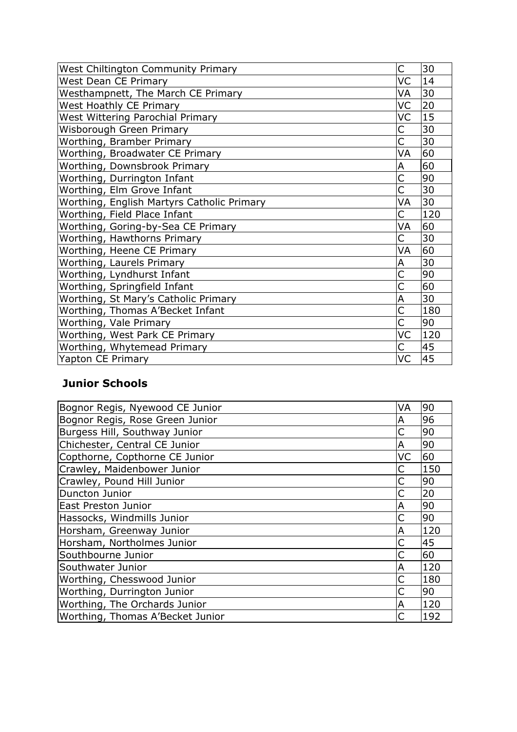| | | |
|---|---|---|
| West Chiltington Community Primary | C | 30 |
| West Dean CE Primary | VC | 14 |
| Westhampnett, The March CE Primary | VA | 30 |
| West Hoathly CE Primary | VC | 20 |
| West Wittering Parochial Primary | VC | 15 |
| Wisborough Green Primary | C | 30 |
| Worthing, Bramber Primary | C | 30 |
| Worthing, Broadwater CE Primary | VA | 60 |
| Worthing, Downsbrook Primary | A | 60 |
| Worthing, Durrington Infant | C | 90 |
| Worthing, Elm Grove Infant | C | 30 |
| Worthing, English Martyrs Catholic Primary | VA | 30 |
| Worthing, Field Place Infant | C | 120 |
| Worthing, Goring-by-Sea CE Primary | VA | 60 |
| Worthing, Hawthorns Primary | C | 30 |
| Worthing, Heene CE Primary | VA | 60 |
| Worthing, Laurels Primary | A | 30 |
| Worthing, Lyndhurst Infant | C | 90 |
| Worthing, Springfield Infant | C | 60 |
| Worthing, St Mary's Catholic Primary | A | 30 |
| Worthing, Thomas A'Becket Infant | C | 180 |
| Worthing, Vale Primary | C | 90 |
| Worthing, West Park CE Primary | VC | 120 |
| Worthing, Whytemead Primary | C | 45 |
| Yapton CE Primary | VC | 45 |

## Junior Schools

| | | |
|---|---|---|
| Bognor Regis, Nyewood CE Junior | VA | 90 |
| Bognor Regis, Rose Green Junior | A | 96 |
| Burgess Hill, Southway Junior | C | 90 |
| Chichester, Central CE Junior | A | 90 |
| Copthorne, Copthorne CE Junior | VC | 60 |
| Crawley, Maidenbower Junior | C | 150 |
| Crawley, Pound Hill Junior | C | 90 |
| Duncton Junior | C | 20 |
| East Preston Junior | A | 90 |
| Hassocks, Windmills Junior | C | 90 |
| Horsham, Greenway Junior | A | 120 |
| Horsham, Northolmes Junior | C | 45 |
| Southbourne Junior | C | 60 |
| Southwater Junior | A | 120 |
| Worthing, Chesswood Junior | C | 180 |
| Worthing, Durrington Junior | C | 90 |
| Worthing, The Orchards Junior | A | 120 |
| Worthing, Thomas A'Becket Junior | C | 192 |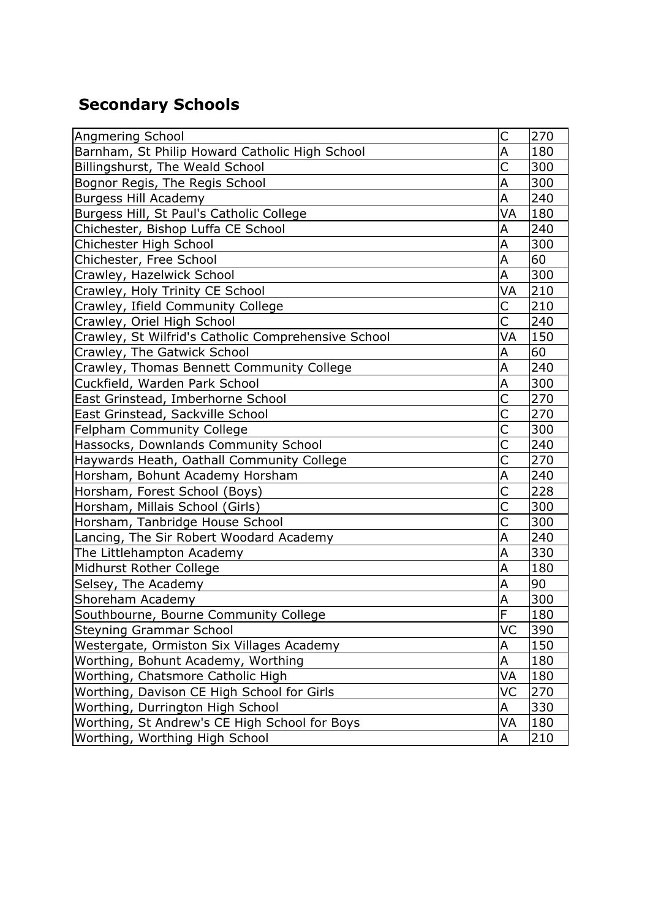## Secondary Schools

| | | |
|---|---|---|
| Angmering School | C | 270 |
| Barnham, St Philip Howard Catholic High School | A | 180 |
| Billingshurst, The Weald School | C | 300 |
| Bognor Regis, The Regis School | A | 300 |
| Burgess Hill Academy | A | 240 |
| Burgess Hill, St Paul's Catholic College | VA | 180 |
| Chichester, Bishop Luffa CE School | A | 240 |
| Chichester High School | A | 300 |
| Chichester, Free School | A | 60 |
| Crawley, Hazelwick School | A | 300 |
| Crawley, Holy Trinity CE School | VA | 210 |
| Crawley, Ifield Community College | C | 210 |
| Crawley, Oriel High School | C | 240 |
| Crawley, St Wilfrid's Catholic Comprehensive School | VA | 150 |
| Crawley, The Gatwick School | A | 60 |
| Crawley, Thomas Bennett Community College | A | 240 |
| Cuckfield, Warden Park School | A | 300 |
| East Grinstead, Imberhorne School | C | 270 |
| East Grinstead, Sackville School | C | 270 |
| Felpham Community College | C | 300 |
| Hassocks, Downlands Community School | C | 240 |
| Haywards Heath, Oathall Community College | C | 270 |
| Horsham, Bohunt Academy Horsham | A | 240 |
| Horsham, Forest School (Boys) | C | 228 |
| Horsham, Millais School (Girls) | C | 300 |
| Horsham, Tanbridge House School | C | 300 |
| Lancing, The Sir Robert Woodard Academy | A | 240 |
| The Littlehampton Academy | A | 330 |
| Midhurst Rother College | A | 180 |
| Selsey, The Academy | A | 90 |
| Shoreham Academy | A | 300 |
| Southbourne, Bourne Community College | F | 180 |
| Steyning Grammar School | VC | 390 |
| Westergate, Ormiston Six Villages Academy | A | 150 |
| Worthing, Bohunt Academy, Worthing | A | 180 |
| Worthing, Chatsmore Catholic High | VA | 180 |
| Worthing, Davison CE High School for Girls | VC | 270 |
| Worthing, Durrington High School | A | 330 |
| Worthing, St Andrew's CE High School for Boys | VA | 180 |
| Worthing, Worthing High School | A | 210 |